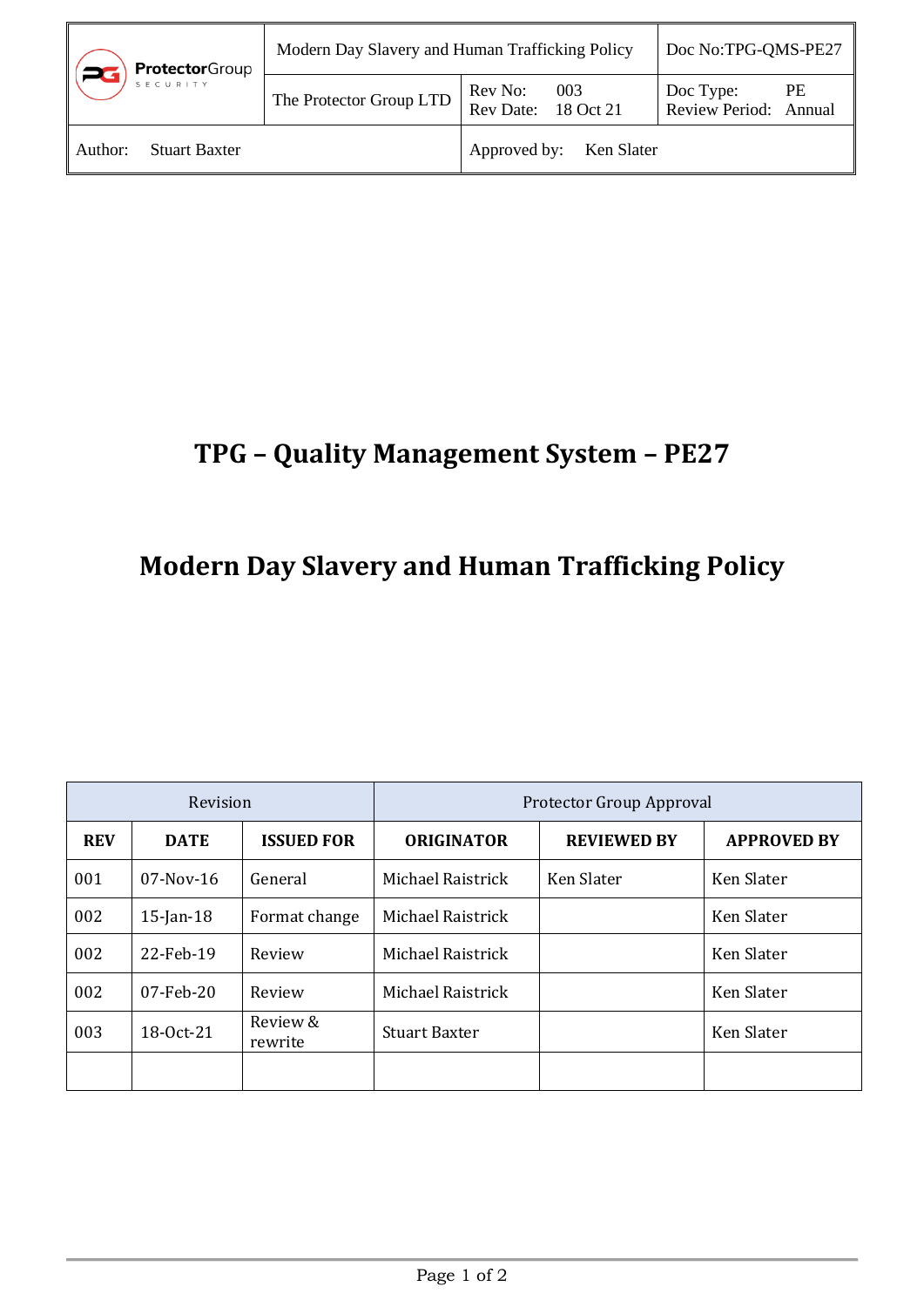| ProtectorGroup SECURITY | Modern Day Slavery and Human Trafficking Policy | | Doc No:TPG-QMS-PE27 |
|---|---|---|---|
| | The Protector Group LTD | Rev No: 003<br>Rev Date: 18 Oct 21 | Doc Type: PE<br>Review Period: Annual |
| Author: Stuart Baxter | | Approved by: Ken Slater | |

# TPG – Quality Management System – PE27

# Modern Day Slavery and Human Trafficking Policy

| Revision | | | Protector Group Approval | | |
|---|---|---|---|---|---|
| **REV** | **DATE** | **ISSUED FOR** | **ORIGINATOR** | **REVIEWED BY** | **APPROVED BY** |
| 001 | 07-Nov-16 | General | Michael Raistrick | Ken Slater | Ken Slater |
| 002 | 15-Jan-18 | Format change | Michael Raistrick | | Ken Slater |
| 002 | 22-Feb-19 | Review | Michael Raistrick | | Ken Slater |
| 002 | 07-Feb-20 | Review | Michael Raistrick | | Ken Slater |
| 003 | 18-Oct-21 | Review & rewrite | Stuart Baxter | | Ken Slater |
| | | | | | |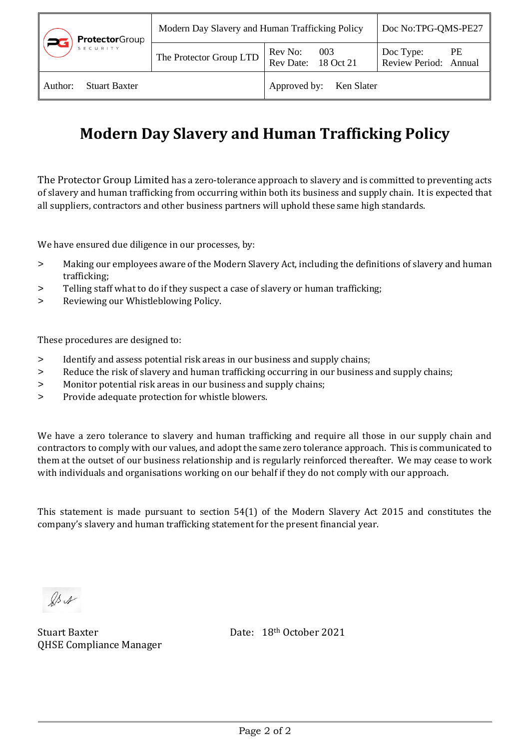| | | |
|---|---|---|
| ProtectorGroup SECURITY | Modern Day Slavery and Human Trafficking Policy | Doc No:TPG-QMS-PE27 |
| | The Protector Group LTD | Rev No: 003<br>Rev Date: 18 Oct 21 | Doc Type: PE<br>Review Period: Annual |
| Author: Stuart Baxter | | Approved by: Ken Slater | |

# Modern Day Slavery and Human Trafficking Policy

The Protector Group Limited has a zero-tolerance approach to slavery and is committed to preventing acts of slavery and human trafficking from occurring within both its business and supply chain. It is expected that all suppliers, contractors and other business partners will uphold these same high standards.

We have ensured due diligence in our processes, by:

- Making our employees aware of the Modern Slavery Act, including the definitions of slavery and human trafficking;
- Telling staff what to do if they suspect a case of slavery or human trafficking;
- Reviewing our Whistleblowing Policy.

These procedures are designed to:

- Identify and assess potential risk areas in our business and supply chains;
- Reduce the risk of slavery and human trafficking occurring in our business and supply chains;
- Monitor potential risk areas in our business and supply chains;
- Provide adequate protection for whistle blowers.

We have a zero tolerance to slavery and human trafficking and require all those in our supply chain and contractors to comply with our values, and adopt the same zero tolerance approach. This is communicated to them at the outset of our business relationship and is regularly reinforced thereafter. We may cease to work with individuals and organisations working on our behalf if they do not comply with our approach.

This statement is made pursuant to section 54(1) of the Modern Slavery Act 2015 and constitutes the company's slavery and human trafficking statement for the present financial year.

Stuart Baxter
QHSE Compliance Manager

Date: 18th October 2021